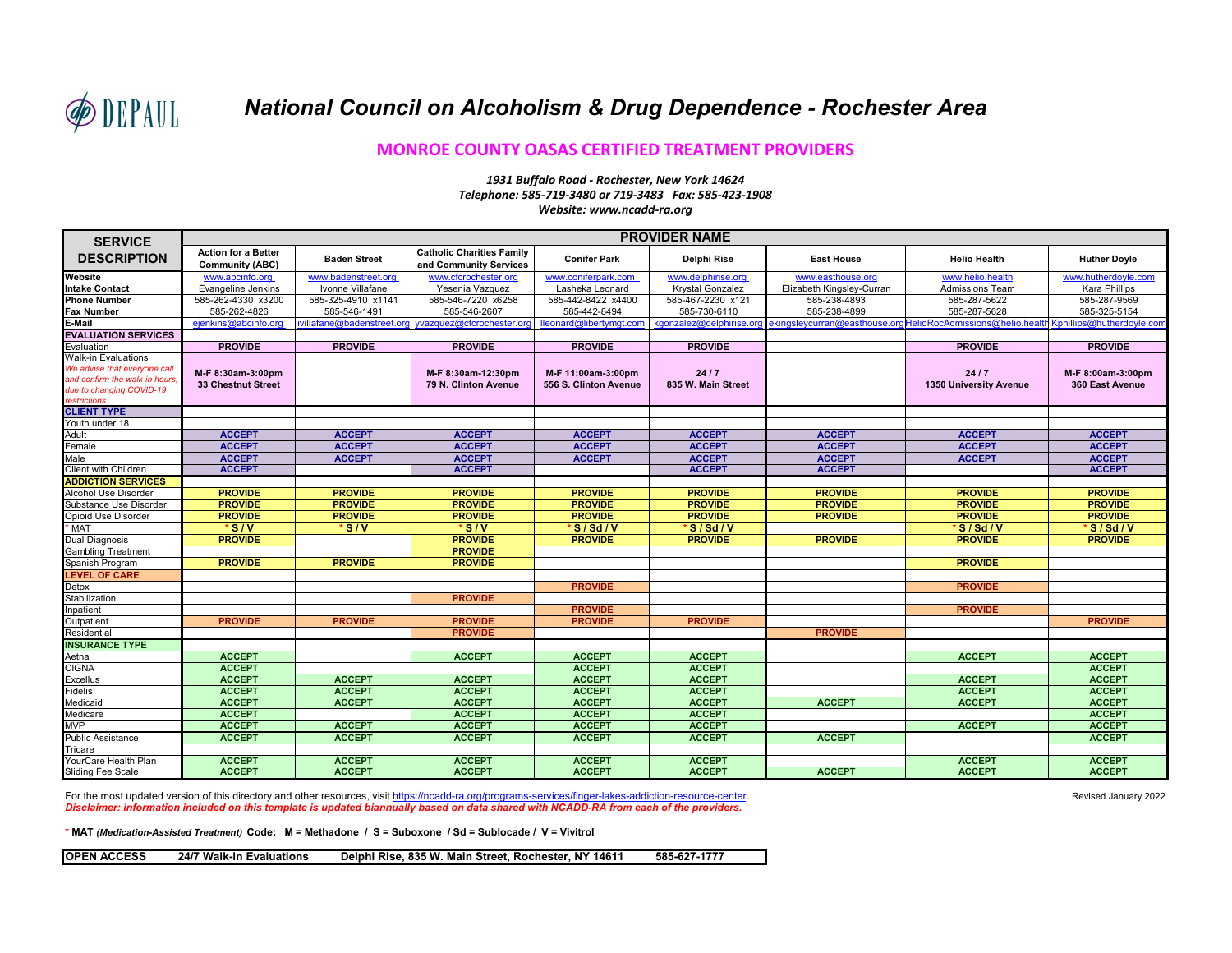DEPAUL

# National Council on Alcoholism & Drug Dependence - Rochester Area

## MONROE COUNTY OASAS CERTIFIED TREATMENT PROVIDERS

*1931 Buffalo Road - Rochester, New York 14624*
*Telephone: 585-719-3480 or 719-3483 Fax: 585-423-1908*
*Website: www.ncadd-ra.org*

| SERVICE DESCRIPTION | PROVIDER NAME | | | | | | | |
|---|---|---|---|---|---|---|---|---|
| | Action for a Better Community (ABC) | Baden Street | Catholic Charities Family and Community Services | Conifer Park | Delphi Rise | East House | Helio Health | Huther Doyle |
| Website | www.abcinfo.org | www.badenstreet.org | www.cfcrochester.org | www.coniferpark.com | www.delphirise.org | www.easthouse.org | www.helio.health | www.hutherdoyle.com |
| Intake Contact | Evangeline Jenkins | Ivonne Villafane | Yesenia Vazquez | Lasheka Leonard | Krystal Gonzalez | Elizabeth Kingsley-Curran | Admissions Team | Kara Phillips |
| Phone Number | 585-262-4330 x3200 | 585-325-4910 x1141 | 585-546-7220 x6258 | 585-442-8422 x4400 | 585-467-2230 x121 | 585-238-4893 | 585-287-5622 | 585-287-9569 |
| Fax Number | 585-262-4826 | 585-546-1491 | 585-546-2607 | 585-442-8494 | 585-730-6110 | 585-238-4899 | 585-287-5628 | 585-325-5154 |
| E-Mail | ejenkins@abcinfo.org | ivillafane@badenstreet.org | yvazquez@cfcrochester.org | lleonard@libertymgt.com | kgonzalez@delphirise.org | ekingsleycurran@easthouse.org | HelioRocAdmissions@helio.health | Kphillips@hutherdoyle.com |
| **EVALUATION SERVICES** | | | | | | | | |
| Evaluation | PROVIDE | PROVIDE | PROVIDE | PROVIDE | PROVIDE | | PROVIDE | PROVIDE |
| Walk-in Evaluations *We advise that everyone call and confirm the walk-in hours, due to changing COVID-19 restrictions.* | M-F 8:30am-3:00pm 33 Chestnut Street | | M-F 8:30am-12:30pm 79 N. Clinton Avenue | M-F 11:00am-3:00pm 556 S. Clinton Avenue | 24 / 7 835 W. Main Street | | 24 / 7 1350 University Avenue | M-F 8:00am-3:00pm 360 East Avenue |
| **CLIENT TYPE** | | | | | | | | |
| Youth under 18 | | | | | | | | |
| Adult | ACCEPT | ACCEPT | ACCEPT | ACCEPT | ACCEPT | ACCEPT | ACCEPT | ACCEPT |
| Female | ACCEPT | ACCEPT | ACCEPT | ACCEPT | ACCEPT | ACCEPT | ACCEPT | ACCEPT |
| Male | ACCEPT | ACCEPT | ACCEPT | ACCEPT | ACCEPT | ACCEPT | ACCEPT | ACCEPT |
| Client with Children | ACCEPT | | ACCEPT | | ACCEPT | ACCEPT | | ACCEPT |
| **ADDICTION SERVICES** | | | | | | | | |
| Alcohol Use Disorder | PROVIDE | PROVIDE | PROVIDE | PROVIDE | PROVIDE | PROVIDE | PROVIDE | PROVIDE |
| Substance Use Disorder | PROVIDE | PROVIDE | PROVIDE | PROVIDE | PROVIDE | PROVIDE | PROVIDE | PROVIDE |
| Opioid Use Disorder | PROVIDE | PROVIDE | PROVIDE | PROVIDE | PROVIDE | PROVIDE | PROVIDE | PROVIDE |
| * MAT | * S / V | * S / V | * S / V | * S / Sd / V | * S / Sd / V | | * S / Sd / V | * S / Sd / V |
| Dual Diagnosis | PROVIDE | | PROVIDE | PROVIDE | PROVIDE | PROVIDE | PROVIDE | PROVIDE |
| Gambling Treatment | | | PROVIDE | | | | | |
| Spanish Program | PROVIDE | PROVIDE | PROVIDE | | | | PROVIDE | |
| **LEVEL OF CARE** | | | | | | | | |
| Detox | | | | PROVIDE | | | PROVIDE | |
| Stabilization | | | PROVIDE | | | | | |
| Inpatient | | | | PROVIDE | | | PROVIDE | |
| Outpatient | PROVIDE | PROVIDE | PROVIDE | PROVIDE | PROVIDE | | | PROVIDE |
| Residential | | | PROVIDE | | | PROVIDE | | |
| **INSURANCE TYPE** | | | | | | | | |
| Aetna | ACCEPT | | ACCEPT | ACCEPT | ACCEPT | | ACCEPT | ACCEPT |
| CIGNA | ACCEPT | | | ACCEPT | ACCEPT | | | ACCEPT |
| Excellus | ACCEPT | ACCEPT | ACCEPT | ACCEPT | ACCEPT | | ACCEPT | ACCEPT |
| Fidelis | ACCEPT | ACCEPT | ACCEPT | ACCEPT | ACCEPT | | ACCEPT | ACCEPT |
| Medicaid | ACCEPT | ACCEPT | ACCEPT | ACCEPT | ACCEPT | ACCEPT | ACCEPT | ACCEPT |
| Medicare | ACCEPT | | ACCEPT | ACCEPT | ACCEPT | | | ACCEPT |
| MVP | ACCEPT | ACCEPT | ACCEPT | ACCEPT | ACCEPT | | ACCEPT | ACCEPT |
| Public Assistance | ACCEPT | ACCEPT | ACCEPT | ACCEPT | ACCEPT | ACCEPT | | ACCEPT |
| Tricare | | | | | | | | |
| YourCare Health Plan | ACCEPT | ACCEPT | ACCEPT | ACCEPT | ACCEPT | | ACCEPT | ACCEPT |
| Sliding Fee Scale | ACCEPT | ACCEPT | ACCEPT | ACCEPT | ACCEPT | ACCEPT | ACCEPT | ACCEPT |

For the most updated version of this directory and other resources, visit https://ncadd-ra.org/programs-services/finger-lakes-addiction-resource-center.
***Disclaimer: information included on this template is updated biannually based on data shared with NCADD-RA from each of the providers.***

Revised January 2022

\* **MAT** ***(Medication-Assisted Treatment)*** **Code: M = Methadone / S = Suboxone / Sd = Sublocade / V = Vivitrol**

| OPEN ACCESS | 24/7 Walk-in Evaluations | Delphi Rise, 835 W. Main Street, Rochester, NY 14611 | 585-627-1777 |
|---|---|---|---|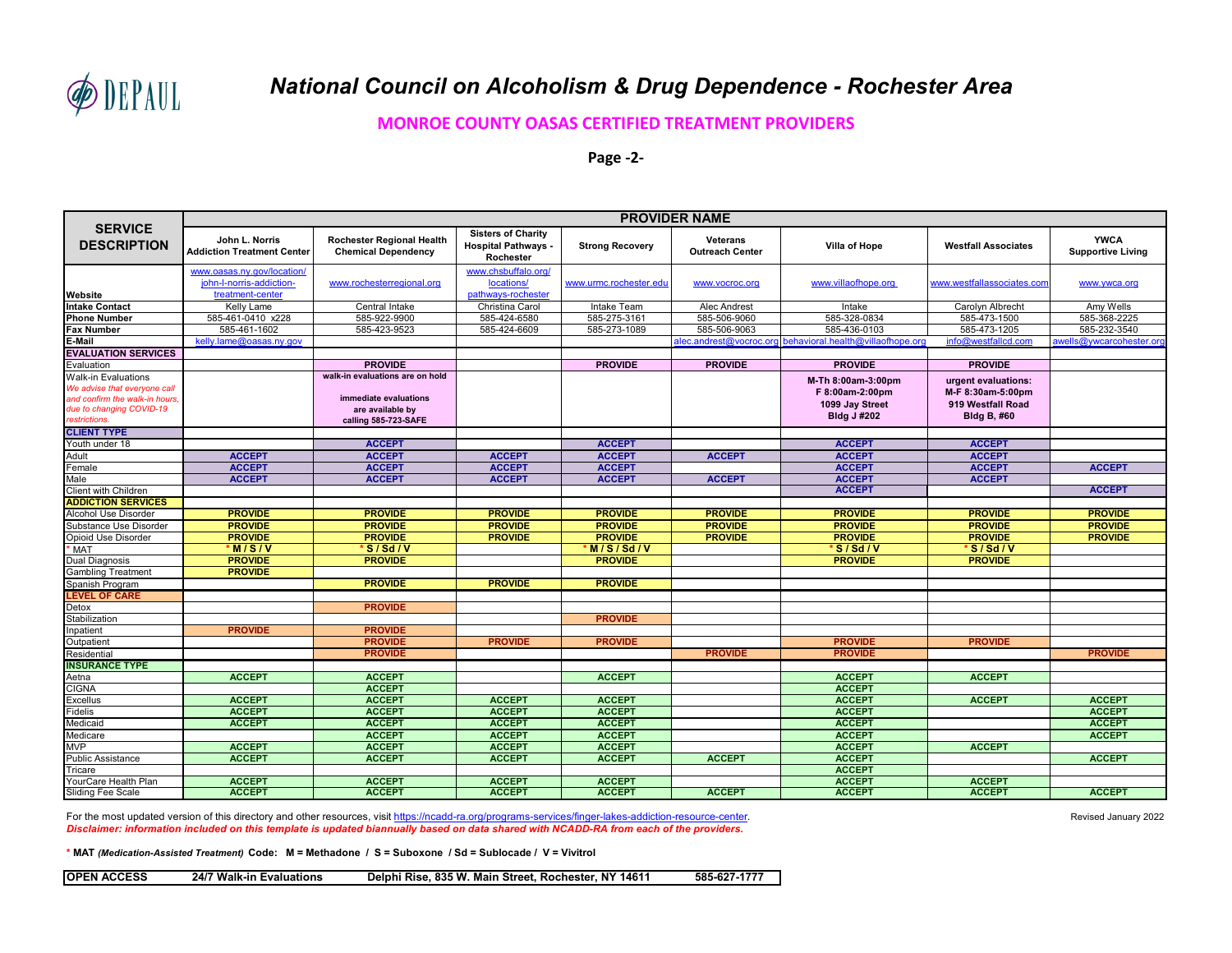# National Council on Alcoholism & Drug Dependence - Rochester Area

## MONROE COUNTY OASAS CERTIFIED TREATMENT PROVIDERS

**Page -2-**

| SERVICE DESCRIPTION | PROVIDER NAME | | | | | | | |
|---|---|---|---|---|---|---|---|---|
| | John L. Norris Addiction Treatment Center | Rochester Regional Health Chemical Dependency | Sisters of Charity Hospital Pathways - Rochester | Strong Recovery | Veterans Outreach Center | Villa of Hope | Westfall Associates | YWCA Supportive Living |
| Website | www.oasas.ny.gov/location/john-l-norris-addiction-treatment-center | www.rochesterregional.org | www.chsbuffalo.org/locations/pathways-rochester | www.urmc.rochester.edu | www.vocroc.org | www.villaofhope.org | www.westfallassociates.com | www.ywca.org |
| Intake Contact | Kelly Lame | Central Intake | Christina Carol | Intake Team | Alec Andrest | Intake | Carolyn Albrecht | Amy Wells |
| Phone Number | 585-461-0410 x228 | 585-922-9900 | 585-424-6580 | 585-275-3161 | 585-506-9060 | 585-328-0834 | 585-473-1500 | 585-368-2225 |
| Fax Number | 585-461-1602 | 585-423-9523 | 585-424-6609 | 585-273-1089 | 585-506-9063 | 585-436-0103 | 585-473-1205 | 585-232-3540 |
| E-Mail | kelly.lame@oasas.ny.gov | | | | alec.andrest@vocroc.org | behavioral.health@villaofhope.org | info@westfallcd.com | awells@ywcarochester.org |
| **EVALUATION SERVICES** | | | | | | | | |
| Evaluation | | PROVIDE | | PROVIDE | PROVIDE | PROVIDE | PROVIDE | |
| Walk-in Evaluations *We advise that everyone call and confirm the walk-in hours, due to changing COVID-19 restrictions.* | | walk-in evaluations are on hold immediate evaluations are available by calling 585-723-SAFE | | | | M-Th 8:00am-3:00pm F 8:00am-2:00pm 1099 Jay Street Bldg J #202 | urgent evaluations: M-F 8:30am-5:00pm 919 Westfall Road Bldg B, #60 | |
| **CLIENT TYPE** | | | | | | | | |
| Youth under 18 | | ACCEPT | | ACCEPT | | ACCEPT | ACCEPT | |
| Adult | ACCEPT | ACCEPT | ACCEPT | ACCEPT | ACCEPT | ACCEPT | ACCEPT | |
| Female | ACCEPT | ACCEPT | ACCEPT | ACCEPT | | ACCEPT | ACCEPT | ACCEPT |
| Male | ACCEPT | ACCEPT | ACCEPT | ACCEPT | ACCEPT | ACCEPT | ACCEPT | |
| Client with Children | | | | | | ACCEPT | | ACCEPT |
| **ADDICTION SERVICES** | | | | | | | | |
| Alcohol Use Disorder | PROVIDE | PROVIDE | PROVIDE | PROVIDE | PROVIDE | PROVIDE | PROVIDE | PROVIDE |
| Substance Use Disorder | PROVIDE | PROVIDE | PROVIDE | PROVIDE | PROVIDE | PROVIDE | PROVIDE | PROVIDE |
| Opioid Use Disorder | PROVIDE | PROVIDE | PROVIDE | PROVIDE | PROVIDE | PROVIDE | PROVIDE | PROVIDE |
| * MAT | * M / S / V | * S / Sd / V | | * M / S / Sd / V | | * S / Sd / V | * S / Sd / V | |
| Dual Diagnosis | PROVIDE | PROVIDE | | PROVIDE | | PROVIDE | PROVIDE | |
| Gambling Treatment | PROVIDE | | | | | | | |
| Spanish Program | | PROVIDE | PROVIDE | PROVIDE | | | | |
| **LEVEL OF CARE** | | | | | | | | |
| Detox | | PROVIDE | | | | | | |
| Stabilization | | | | PROVIDE | | | | |
| Inpatient | PROVIDE | PROVIDE | | | | | | |
| Outpatient | | PROVIDE | PROVIDE | PROVIDE | | PROVIDE | PROVIDE | |
| Residential | | PROVIDE | | | PROVIDE | PROVIDE | | PROVIDE |
| **INSURANCE TYPE** | | | | | | | | |
| Aetna | ACCEPT | ACCEPT | | ACCEPT | | ACCEPT | ACCEPT | |
| CIGNA | | ACCEPT | | | | ACCEPT | | |
| Excellus | ACCEPT | ACCEPT | ACCEPT | ACCEPT | | ACCEPT | ACCEPT | ACCEPT |
| Fidelis | ACCEPT | ACCEPT | ACCEPT | ACCEPT | | ACCEPT | | ACCEPT |
| Medicaid | ACCEPT | ACCEPT | ACCEPT | ACCEPT | | ACCEPT | | ACCEPT |
| Medicare | | ACCEPT | ACCEPT | ACCEPT | | ACCEPT | | ACCEPT |
| MVP | ACCEPT | ACCEPT | ACCEPT | ACCEPT | | ACCEPT | ACCEPT | |
| Public Assistance | ACCEPT | ACCEPT | ACCEPT | ACCEPT | ACCEPT | ACCEPT | | ACCEPT |
| Tricare | | | | | | ACCEPT | | |
| YourCare Health Plan | ACCEPT | ACCEPT | ACCEPT | ACCEPT | | ACCEPT | ACCEPT | |
| Sliding Fee Scale | ACCEPT | ACCEPT | ACCEPT | ACCEPT | ACCEPT | ACCEPT | ACCEPT | ACCEPT |

For the most updated version of this directory and other resources, visit https://ncadd-ra.org/programs-services/finger-lakes-addiction-resource-center.

***Disclaimer: information included on this template is updated biannually based on data shared with NCADD-RA from each of the providers.***

Revised January 2022

\* **MAT** ***(Medication-Assisted Treatment)*** **Code: M = Methadone / S = Suboxone / Sd = Sublocade / V = Vivitrol**

| | | | |
|---|---|---|---|
| **OPEN ACCESS** | **24/7 Walk-in Evaluations** | **Delphi Rise, 835 W. Main Street, Rochester, NY 14611** | **585-627-1777** |